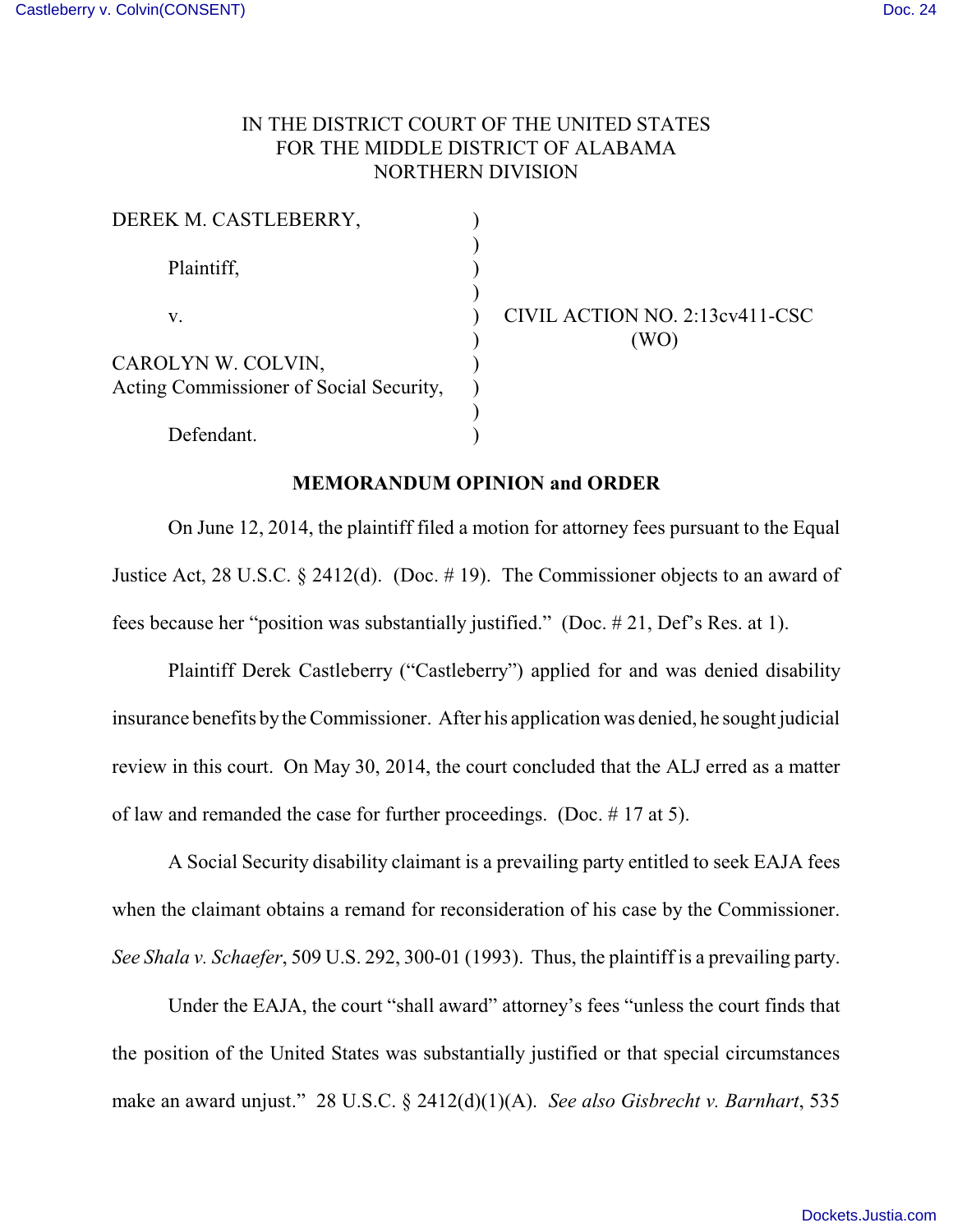IN THE DISTRICT COURT OF THE UNITED STATES
FOR THE MIDDLE DISTRICT OF ALABAMA
NORTHERN DIVISION

DEREK M. CASTLEBERRY,

Plaintiff,

v.

CAROLYN W. COLVIN,
Acting Commissioner of Social Security,

Defendant.

CIVIL ACTION NO. 2:13cv411-CSC
(WO)

## MEMORANDUM OPINION and ORDER

On June 12, 2014, the plaintiff filed a motion for attorney fees pursuant to the Equal Justice Act, 28 U.S.C. § 2412(d). (Doc. # 19). The Commissioner objects to an award of fees because her "position was substantially justified." (Doc. # 21, Def's Res. at 1).

Plaintiff Derek Castleberry ("Castleberry") applied for and was denied disability insurance benefits by the Commissioner. After his application was denied, he sought judicial review in this court. On May 30, 2014, the court concluded that the ALJ erred as a matter of law and remanded the case for further proceedings. (Doc. # 17 at 5).

A Social Security disability claimant is a prevailing party entitled to seek EAJA fees when the claimant obtains a remand for reconsideration of his case by the Commissioner. *See Shala v. Schaefer*, 509 U.S. 292, 300-01 (1993). Thus, the plaintiff is a prevailing party.

Under the EAJA, the court "shall award" attorney's fees "unless the court finds that the position of the United States was substantially justified or that special circumstances make an award unjust." 28 U.S.C. § 2412(d)(1)(A). *See also Gisbrecht v. Barnhart*, 535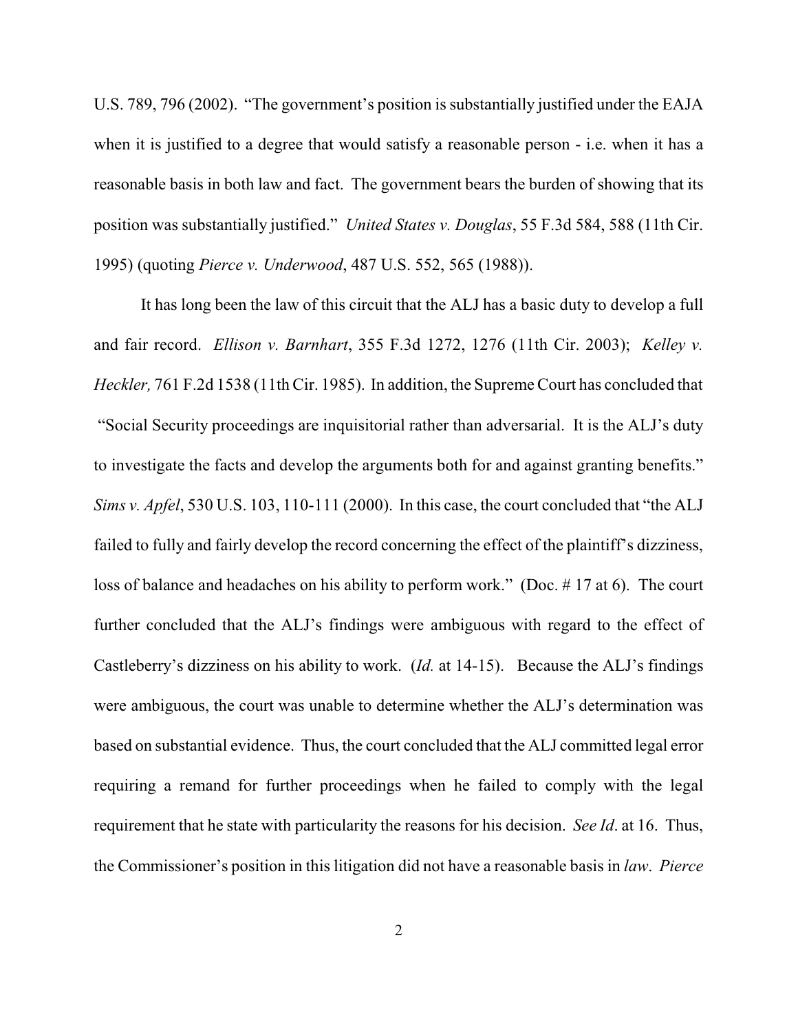U.S. 789, 796 (2002). "The government's position is substantially justified under the EAJA when it is justified to a degree that would satisfy a reasonable person - i.e. when it has a reasonable basis in both law and fact. The government bears the burden of showing that its position was substantially justified." *United States v. Douglas*, 55 F.3d 584, 588 (11th Cir. 1995) (quoting *Pierce v. Underwood*, 487 U.S. 552, 565 (1988)).

It has long been the law of this circuit that the ALJ has a basic duty to develop a full and fair record. *Ellison v. Barnhart*, 355 F.3d 1272, 1276 (11th Cir. 2003); *Kelley v. Heckler,* 761 F.2d 1538 (11th Cir. 1985). In addition, the Supreme Court has concluded that "Social Security proceedings are inquisitorial rather than adversarial. It is the ALJ's duty to investigate the facts and develop the arguments both for and against granting benefits." *Sims v. Apfel*, 530 U.S. 103, 110-111 (2000). In this case, the court concluded that "the ALJ failed to fully and fairly develop the record concerning the effect of the plaintiff's dizziness, loss of balance and headaches on his ability to perform work." (Doc. # 17 at 6). The court further concluded that the ALJ's findings were ambiguous with regard to the effect of Castleberry's dizziness on his ability to work. (*Id.* at 14-15). Because the ALJ's findings were ambiguous, the court was unable to determine whether the ALJ's determination was based on substantial evidence. Thus, the court concluded that the ALJ committed legal error requiring a remand for further proceedings when he failed to comply with the legal requirement that he state with particularity the reasons for his decision. *See Id*. at 16. Thus, the Commissioner's position in this litigation did not have a reasonable basis in *law*. *Pierce*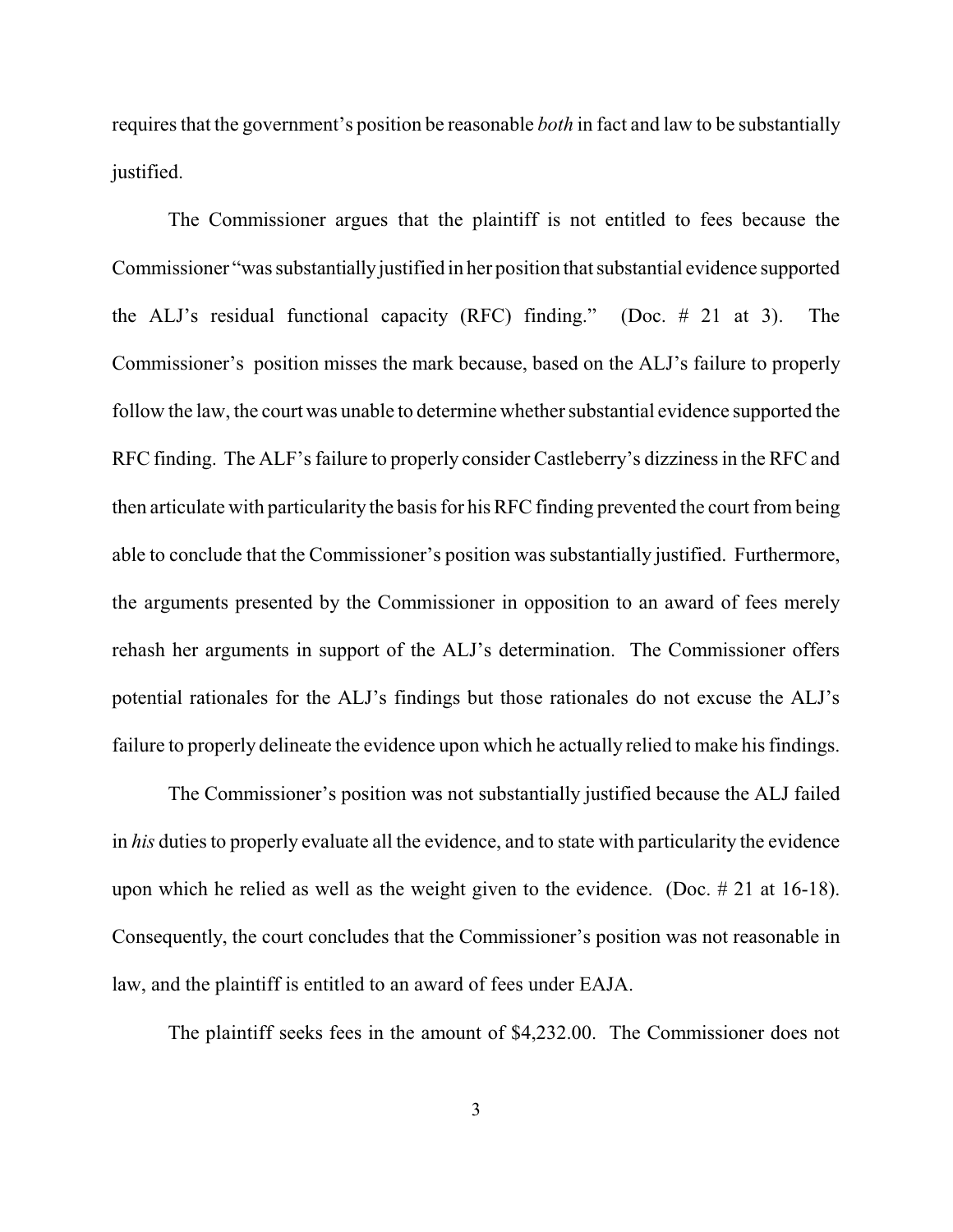requires that the government's position be reasonable *both* in fact and law to be substantially justified.

The Commissioner argues that the plaintiff is not entitled to fees because the Commissioner "was substantially justified in her position that substantial evidence supported the ALJ's residual functional capacity (RFC) finding." (Doc. # 21 at 3). The Commissioner's position misses the mark because, based on the ALJ's failure to properly follow the law, the court was unable to determine whether substantial evidence supported the RFC finding. The ALF's failure to properly consider Castleberry's dizziness in the RFC and then articulate with particularity the basis for his RFC finding prevented the court from being able to conclude that the Commissioner's position was substantially justified. Furthermore, the arguments presented by the Commissioner in opposition to an award of fees merely rehash her arguments in support of the ALJ's determination. The Commissioner offers potential rationales for the ALJ's findings but those rationales do not excuse the ALJ's failure to properly delineate the evidence upon which he actually relied to make his findings.

The Commissioner's position was not substantially justified because the ALJ failed in *his* duties to properly evaluate all the evidence, and to state with particularity the evidence upon which he relied as well as the weight given to the evidence. (Doc. # 21 at 16-18). Consequently, the court concludes that the Commissioner's position was not reasonable in law, and the plaintiff is entitled to an award of fees under EAJA.

The plaintiff seeks fees in the amount of $4,232.00. The Commissioner does not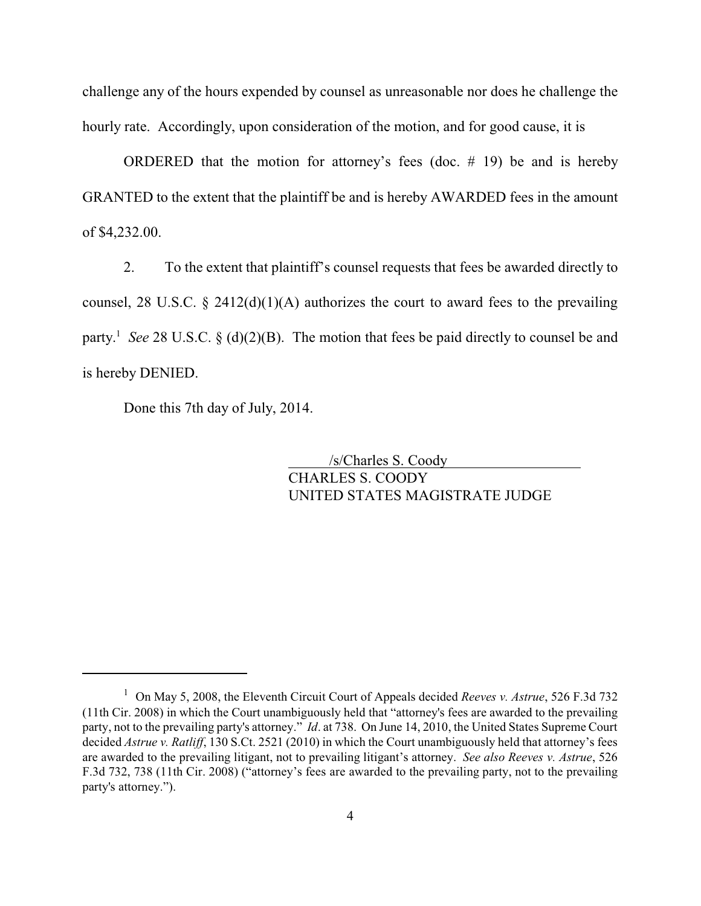challenge any of the hours expended by counsel as unreasonable nor does he challenge the hourly rate. Accordingly, upon consideration of the motion, and for good cause, it is

ORDERED that the motion for attorney's fees (doc. # 19) be and is hereby GRANTED to the extent that the plaintiff be and is hereby AWARDED fees in the amount of $4,232.00.

2. To the extent that plaintiff's counsel requests that fees be awarded directly to counsel, 28 U.S.C. § 2412(d)(1)(A) authorizes the court to award fees to the prevailing party.[1] *See* 28 U.S.C. § (d)(2)(B). The motion that fees be paid directly to counsel be and is hereby DENIED.

Done this 7th day of July, 2014.

/s/Charles S. Coody
CHARLES S. COODY
UNITED STATES MAGISTRATE JUDGE

---

[1] On May 5, 2008, the Eleventh Circuit Court of Appeals decided *Reeves v. Astrue*, 526 F.3d 732 (11th Cir. 2008) in which the Court unambiguously held that "attorney's fees are awarded to the prevailing party, not to the prevailing party's attorney." *Id*. at 738. On June 14, 2010, the United States Supreme Court decided *Astrue v. Ratliff*, 130 S.Ct. 2521 (2010) in which the Court unambiguously held that attorney's fees are awarded to the prevailing litigant, not to prevailing litigant's attorney. *See also Reeves v. Astrue*, 526 F.3d 732, 738 (11th Cir. 2008) ("attorney's fees are awarded to the prevailing party, not to the prevailing party's attorney.").